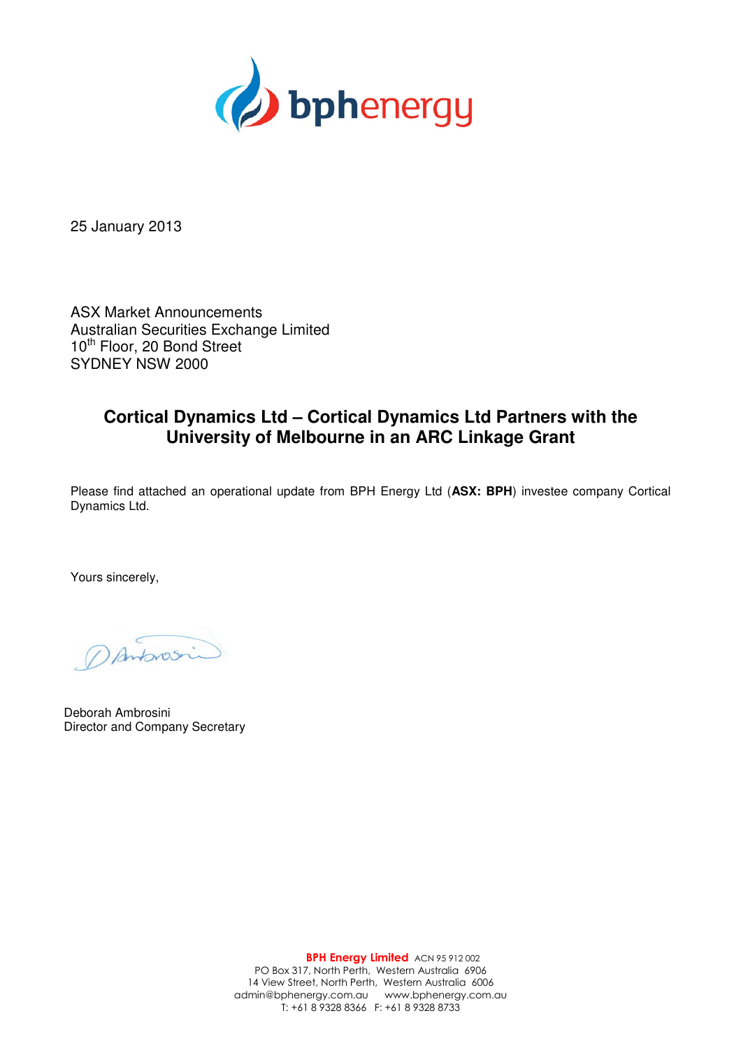25 January 2013

ASX Market Announcements
Australian Securities Exchange Limited
10th Floor, 20 Bond Street
SYDNEY NSW 2000

## Cortical Dynamics Ltd – Cortical Dynamics Ltd Partners with the University of Melbourne in an ARC Linkage Grant

Please find attached an operational update from BPH Energy Ltd (**ASX: BPH**) investee company Cortical Dynamics Ltd.

Yours sincerely,

Deborah Ambrosini
Director and Company Secretary

**BPH Energy Limited** ACN 95 912 002
PO Box 317, North Perth, Western Australia 6906
14 View Street, North Perth, Western Australia 6006
admin@bphenergy.com.au www.bphenergy.com.au
T: +61 8 9328 8366 F: +61 8 9328 8733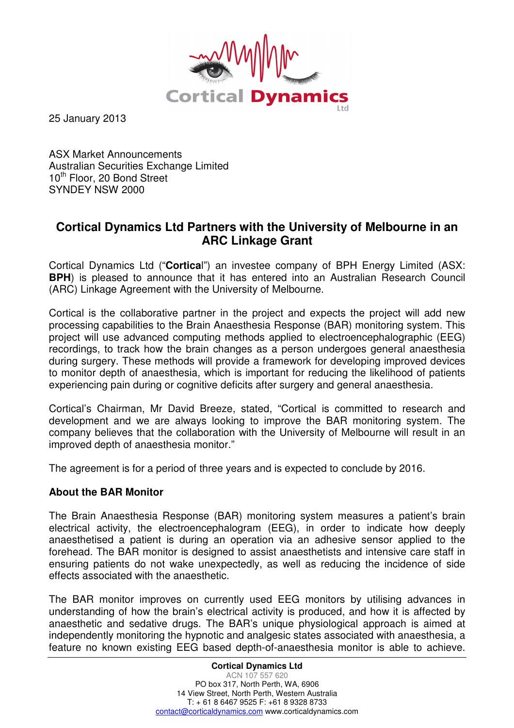25 January 2013

ASX Market Announcements
Australian Securities Exchange Limited
10th Floor, 20 Bond Street
SYNDEY NSW 2000

## Cortical Dynamics Ltd Partners with the University of Melbourne in an ARC Linkage Grant

Cortical Dynamics Ltd ("**Cortical**") an investee company of BPH Energy Limited (ASX: **BPH**) is pleased to announce that it has entered into an Australian Research Council (ARC) Linkage Agreement with the University of Melbourne.

Cortical is the collaborative partner in the project and expects the project will add new processing capabilities to the Brain Anaesthesia Response (BAR) monitoring system. This project will use advanced computing methods applied to electroencephalographic (EEG) recordings, to track how the brain changes as a person undergoes general anaesthesia during surgery. These methods will provide a framework for developing improved devices to monitor depth of anaesthesia, which is important for reducing the likelihood of patients experiencing pain during or cognitive deficits after surgery and general anaesthesia.

Cortical's Chairman, Mr David Breeze, stated, "Cortical is committed to research and development and we are always looking to improve the BAR monitoring system. The company believes that the collaboration with the University of Melbourne will result in an improved depth of anaesthesia monitor."

The agreement is for a period of three years and is expected to conclude by 2016.

### About the BAR Monitor

The Brain Anaesthesia Response (BAR) monitoring system measures a patient's brain electrical activity, the electroencephalogram (EEG), in order to indicate how deeply anaesthetised a patient is during an operation via an adhesive sensor applied to the forehead. The BAR monitor is designed to assist anaesthetists and intensive care staff in ensuring patients do not wake unexpectedly, as well as reducing the incidence of side effects associated with the anaesthetic.

The BAR monitor improves on currently used EEG monitors by utilising advances in understanding of how the brain's electrical activity is produced, and how it is affected by anaesthetic and sedative drugs. The BAR's unique physiological approach is aimed at independently monitoring the hypnotic and analgesic states associated with anaesthesia, a feature no known existing EEG based depth-of-anaesthesia monitor is able to achieve.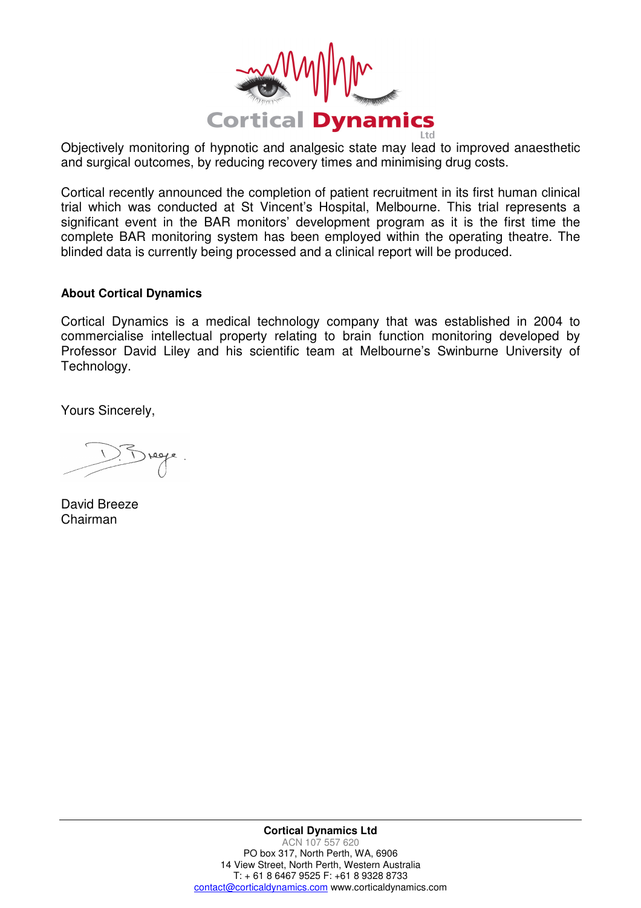Objectively monitoring of hypnotic and analgesic state may lead to improved anaesthetic and surgical outcomes, by reducing recovery times and minimising drug costs.

Cortical recently announced the completion of patient recruitment in its first human clinical trial which was conducted at St Vincent's Hospital, Melbourne. This trial represents a significant event in the BAR monitors' development program as it is the first time the complete BAR monitoring system has been employed within the operating theatre. The blinded data is currently being processed and a clinical report will be produced.

**About Cortical Dynamics**

Cortical Dynamics is a medical technology company that was established in 2004 to commercialise intellectual property relating to brain function monitoring developed by Professor David Liley and his scientific team at Melbourne's Swinburne University of Technology.

Yours Sincerely,

David Breeze
Chairman

**Cortical Dynamics Ltd**
ACN 107 557 620
PO box 317, North Perth, WA, 6906
14 View Street, North Perth, Western Australia
T: + 61 8 6467 9525 F: +61 8 9328 8733
contact@corticaldynamics.com www.corticaldynamics.com